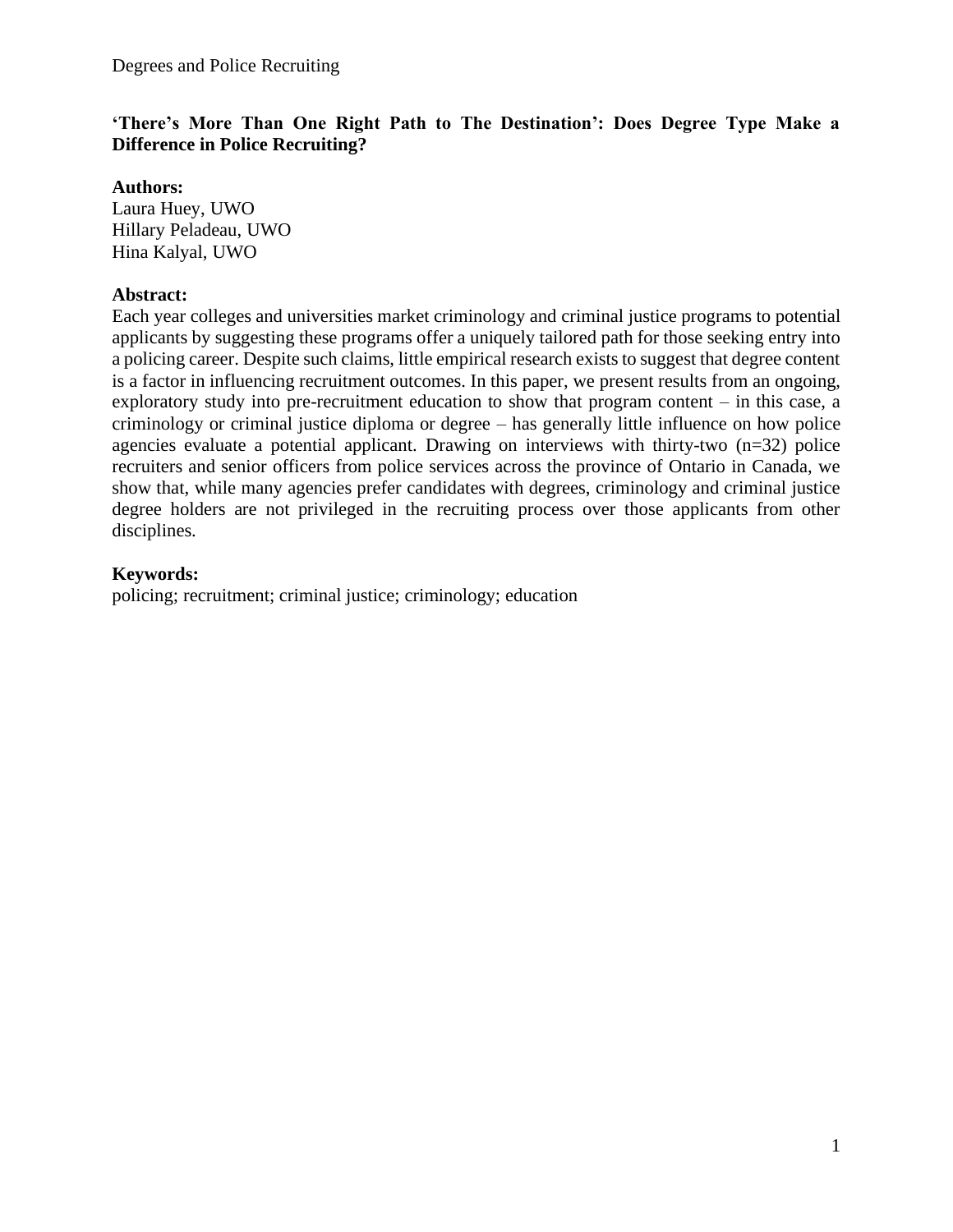# 'There's More Than One Right Path to The Destination': Does Degree Type Make a Difference in Police Recruiting?

**Authors:**

Laura Huey, UWO
Hillary Peladeau, UWO
Hina Kalyal, UWO

**Abstract:**

Each year colleges and universities market criminology and criminal justice programs to potential applicants by suggesting these programs offer a uniquely tailored path for those seeking entry into a policing career. Despite such claims, little empirical research exists to suggest that degree content is a factor in influencing recruitment outcomes. In this paper, we present results from an ongoing, exploratory study into pre-recruitment education to show that program content – in this case, a criminology or criminal justice diploma or degree – has generally little influence on how police agencies evaluate a potential applicant. Drawing on interviews with thirty-two (n=32) police recruiters and senior officers from police services across the province of Ontario in Canada, we show that, while many agencies prefer candidates with degrees, criminology and criminal justice degree holders are not privileged in the recruiting process over those applicants from other disciplines.

**Keywords:**

policing; recruitment; criminal justice; criminology; education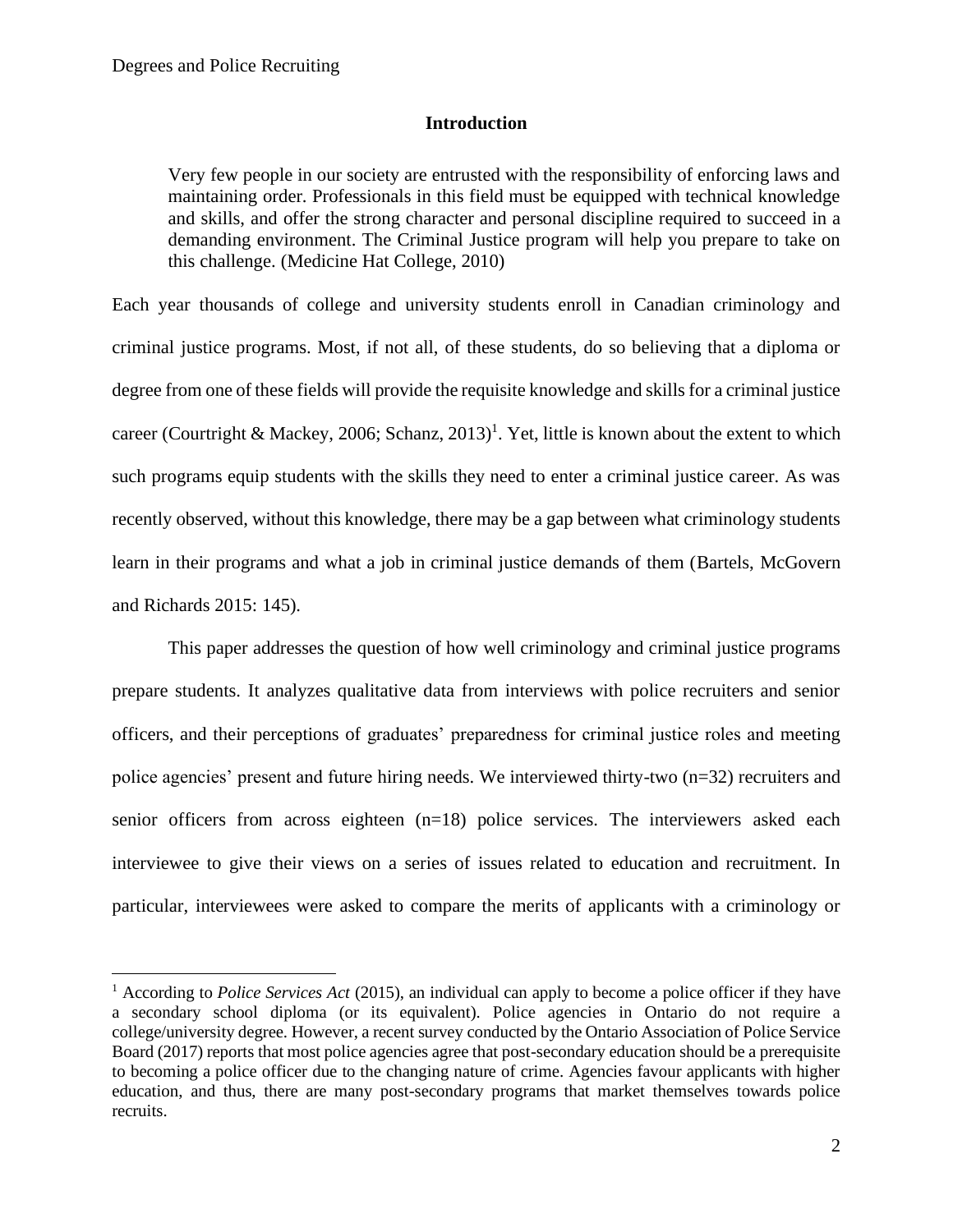## Introduction

> Very few people in our society are entrusted with the responsibility of enforcing laws and maintaining order. Professionals in this field must be equipped with technical knowledge and skills, and offer the strong character and personal discipline required to succeed in a demanding environment. The Criminal Justice program will help you prepare to take on this challenge. (Medicine Hat College, 2010)

Each year thousands of college and university students enroll in Canadian criminology and criminal justice programs. Most, if not all, of these students, do so believing that a diploma or degree from one of these fields will provide the requisite knowledge and skills for a criminal justice career (Courtright & Mackey, 2006; Schanz, 2013)[1]. Yet, little is known about the extent to which such programs equip students with the skills they need to enter a criminal justice career. As was recently observed, without this knowledge, there may be a gap between what criminology students learn in their programs and what a job in criminal justice demands of them (Bartels, McGovern and Richards 2015: 145).

This paper addresses the question of how well criminology and criminal justice programs prepare students. It analyzes qualitative data from interviews with police recruiters and senior officers, and their perceptions of graduates' preparedness for criminal justice roles and meeting police agencies' present and future hiring needs. We interviewed thirty-two (n=32) recruiters and senior officers from across eighteen (n=18) police services. The interviewers asked each interviewee to give their views on a series of issues related to education and recruitment. In particular, interviewees were asked to compare the merits of applicants with a criminology or

---

[1] According to *Police Services Act* (2015), an individual can apply to become a police officer if they have a secondary school diploma (or its equivalent). Police agencies in Ontario do not require a college/university degree. However, a recent survey conducted by the Ontario Association of Police Service Board (2017) reports that most police agencies agree that post-secondary education should be a prerequisite to becoming a police officer due to the changing nature of crime. Agencies favour applicants with higher education, and thus, there are many post-secondary programs that market themselves towards police recruits.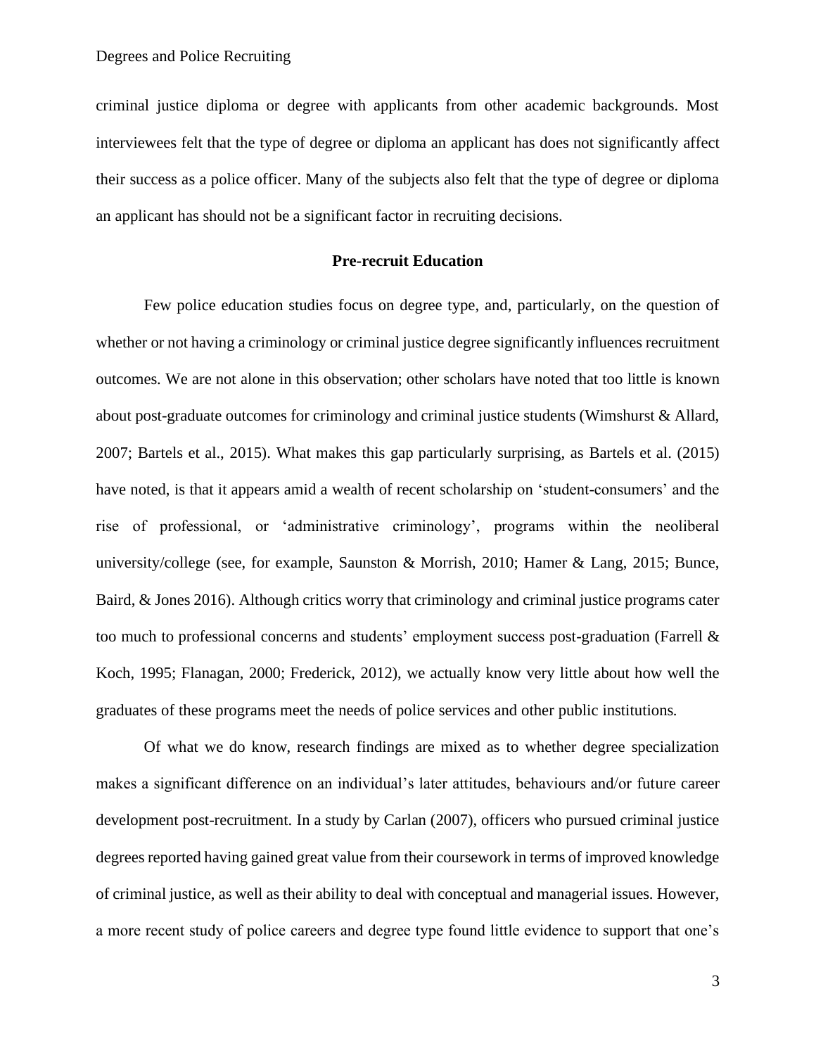criminal justice diploma or degree with applicants from other academic backgrounds. Most interviewees felt that the type of degree or diploma an applicant has does not significantly affect their success as a police officer. Many of the subjects also felt that the type of degree or diploma an applicant has should not be a significant factor in recruiting decisions.

## Pre-recruit Education

Few police education studies focus on degree type, and, particularly, on the question of whether or not having a criminology or criminal justice degree significantly influences recruitment outcomes. We are not alone in this observation; other scholars have noted that too little is known about post-graduate outcomes for criminology and criminal justice students (Wimshurst & Allard, 2007; Bartels et al., 2015). What makes this gap particularly surprising, as Bartels et al. (2015) have noted, is that it appears amid a wealth of recent scholarship on 'student-consumers' and the rise of professional, or 'administrative criminology', programs within the neoliberal university/college (see, for example, Saunston & Morrish, 2010; Hamer & Lang, 2015; Bunce, Baird, & Jones 2016). Although critics worry that criminology and criminal justice programs cater too much to professional concerns and students' employment success post-graduation (Farrell & Koch, 1995; Flanagan, 2000; Frederick, 2012), we actually know very little about how well the graduates of these programs meet the needs of police services and other public institutions.

Of what we do know, research findings are mixed as to whether degree specialization makes a significant difference on an individual's later attitudes, behaviours and/or future career development post-recruitment. In a study by Carlan (2007), officers who pursued criminal justice degrees reported having gained great value from their coursework in terms of improved knowledge of criminal justice, as well as their ability to deal with conceptual and managerial issues. However, a more recent study of police careers and degree type found little evidence to support that one's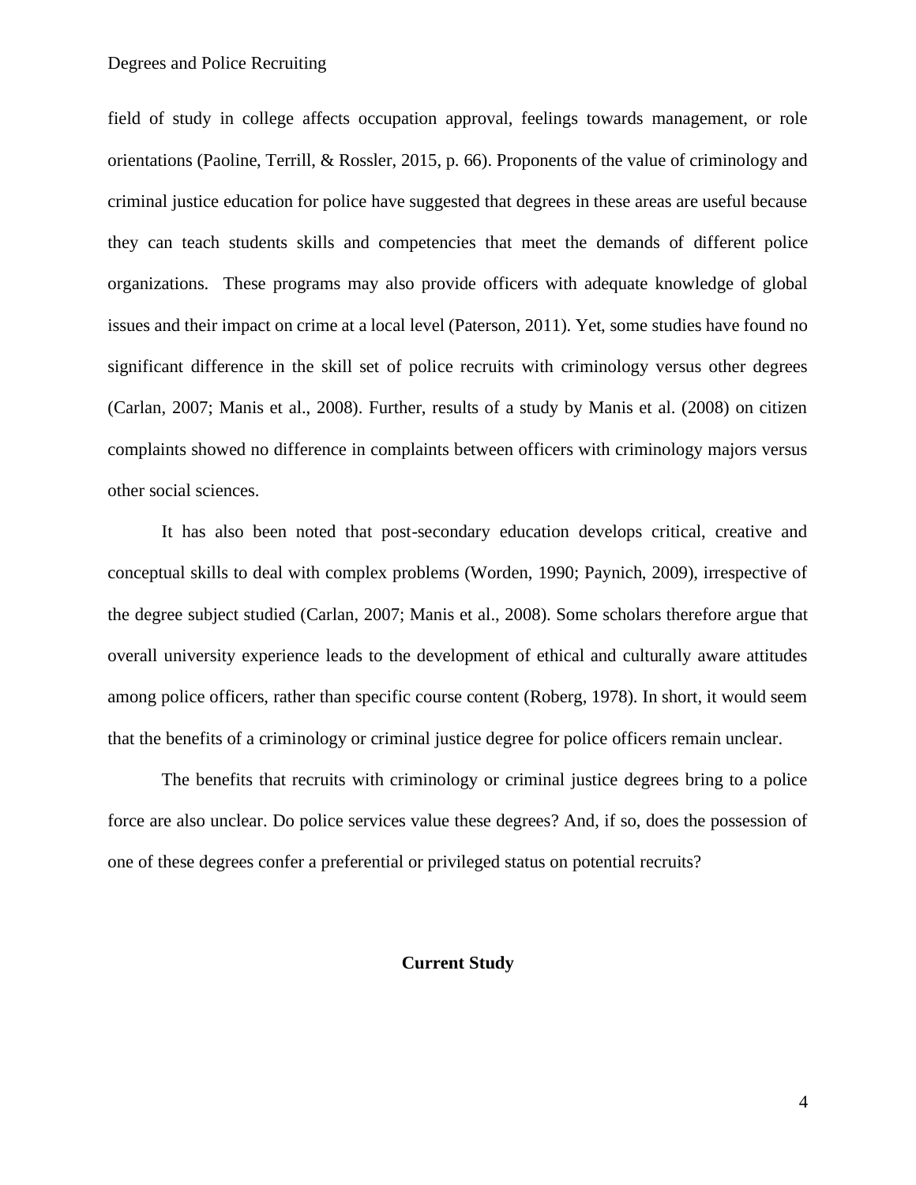field of study in college affects occupation approval, feelings towards management, or role orientations (Paoline, Terrill, & Rossler, 2015, p. 66). Proponents of the value of criminology and criminal justice education for police have suggested that degrees in these areas are useful because they can teach students skills and competencies that meet the demands of different police organizations. These programs may also provide officers with adequate knowledge of global issues and their impact on crime at a local level (Paterson, 2011). Yet, some studies have found no significant difference in the skill set of police recruits with criminology versus other degrees (Carlan, 2007; Manis et al., 2008). Further, results of a study by Manis et al. (2008) on citizen complaints showed no difference in complaints between officers with criminology majors versus other social sciences.

It has also been noted that post-secondary education develops critical, creative and conceptual skills to deal with complex problems (Worden, 1990; Paynich, 2009), irrespective of the degree subject studied (Carlan, 2007; Manis et al., 2008). Some scholars therefore argue that overall university experience leads to the development of ethical and culturally aware attitudes among police officers, rather than specific course content (Roberg, 1978). In short, it would seem that the benefits of a criminology or criminal justice degree for police officers remain unclear.

The benefits that recruits with criminology or criminal justice degrees bring to a police force are also unclear. Do police services value these degrees? And, if so, does the possession of one of these degrees confer a preferential or privileged status on potential recruits?

## Current Study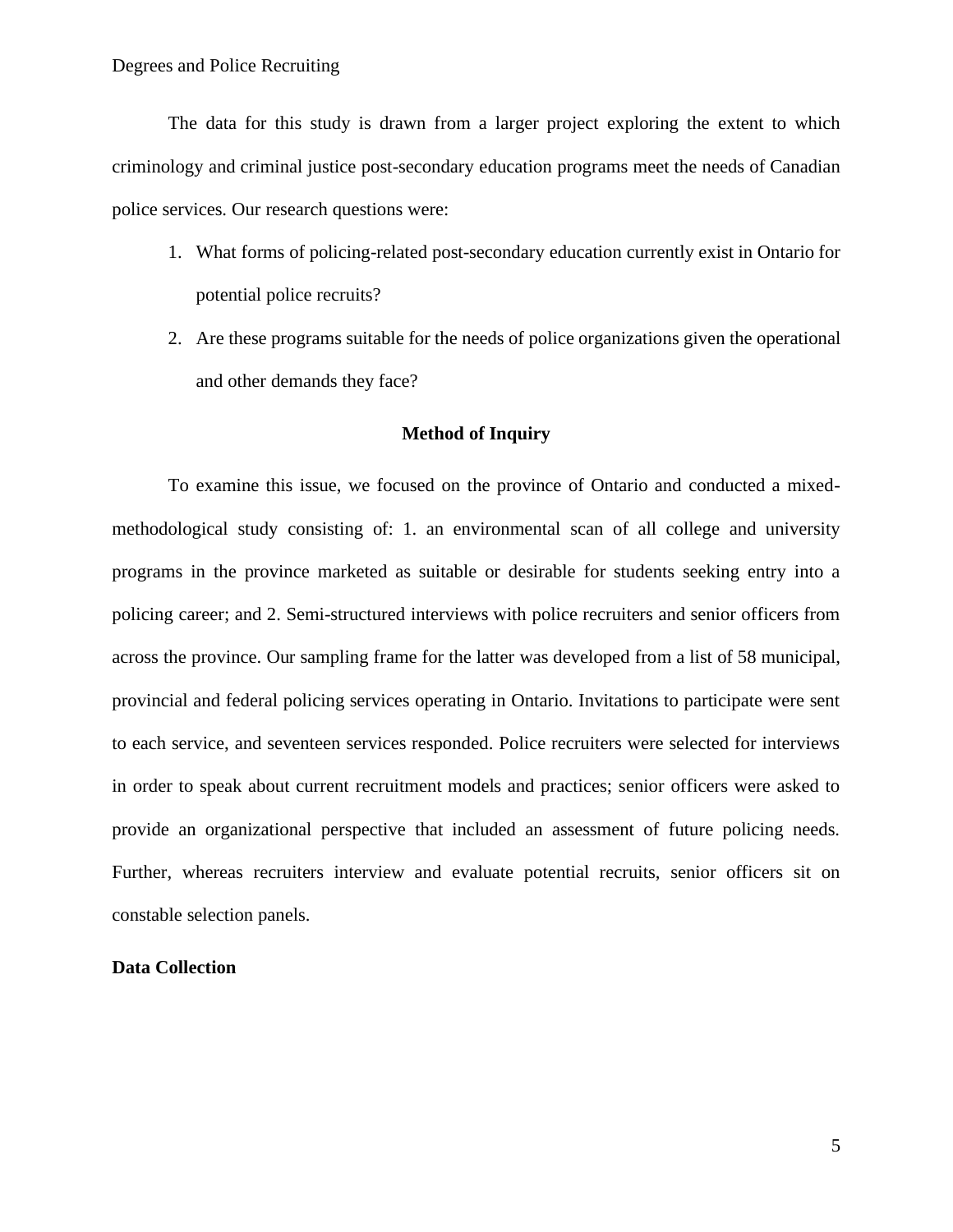The data for this study is drawn from a larger project exploring the extent to which criminology and criminal justice post-secondary education programs meet the needs of Canadian police services. Our research questions were:

1. What forms of policing-related post-secondary education currently exist in Ontario for potential police recruits?
2. Are these programs suitable for the needs of police organizations given the operational and other demands they face?

## Method of Inquiry

To examine this issue, we focused on the province of Ontario and conducted a mixed-methodological study consisting of: 1. an environmental scan of all college and university programs in the province marketed as suitable or desirable for students seeking entry into a policing career; and 2. Semi-structured interviews with police recruiters and senior officers from across the province. Our sampling frame for the latter was developed from a list of 58 municipal, provincial and federal policing services operating in Ontario. Invitations to participate were sent to each service, and seventeen services responded. Police recruiters were selected for interviews in order to speak about current recruitment models and practices; senior officers were asked to provide an organizational perspective that included an assessment of future policing needs. Further, whereas recruiters interview and evaluate potential recruits, senior officers sit on constable selection panels.

### Data Collection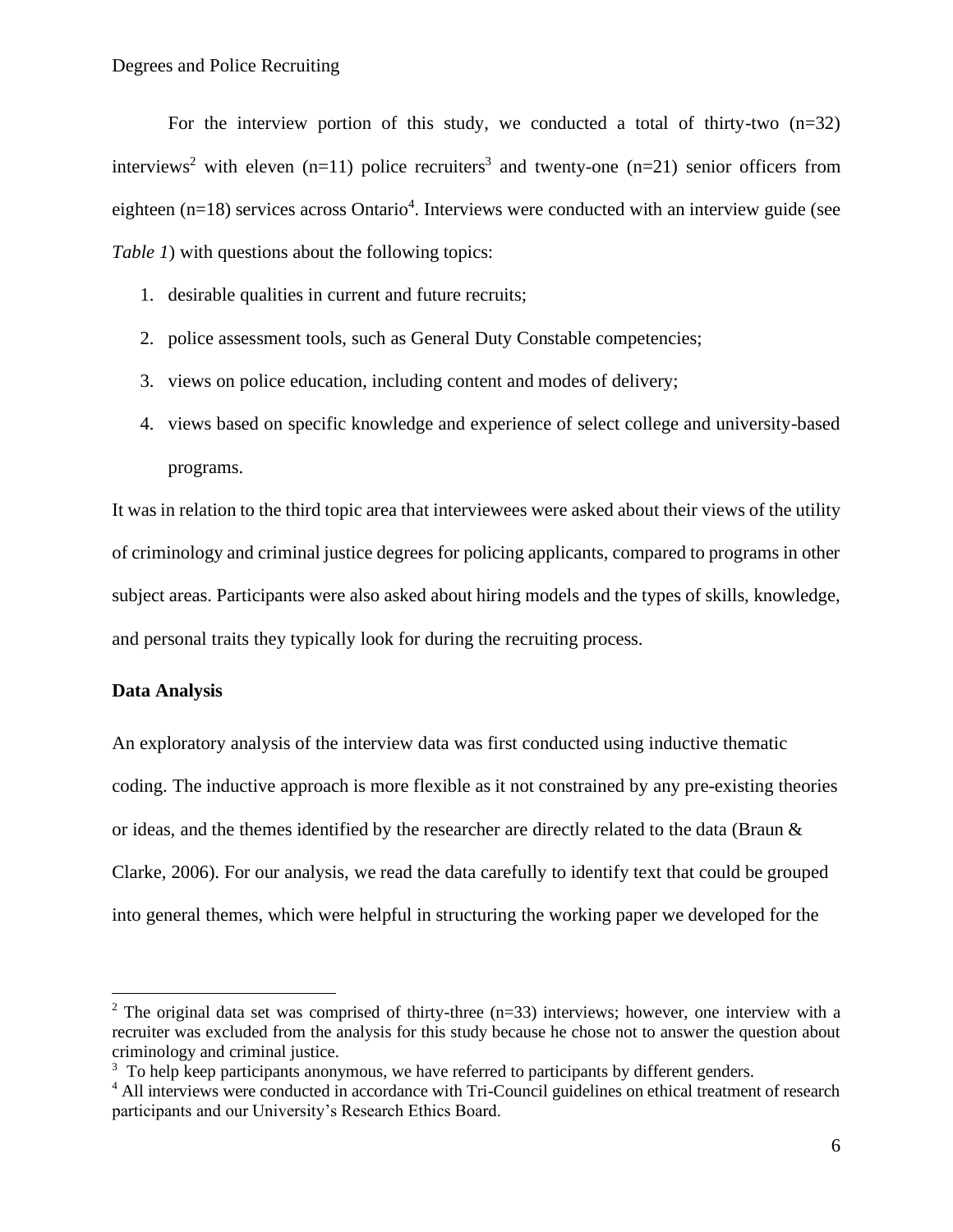For the interview portion of this study, we conducted a total of thirty-two (n=32) interviews[2] with eleven (n=11) police recruiters[3] and twenty-one (n=21) senior officers from eighteen (n=18) services across Ontario[4]. Interviews were conducted with an interview guide (see *Table 1*) with questions about the following topics:

1. desirable qualities in current and future recruits;
2. police assessment tools, such as General Duty Constable competencies;
3. views on police education, including content and modes of delivery;
4. views based on specific knowledge and experience of select college and university-based programs.

It was in relation to the third topic area that interviewees were asked about their views of the utility of criminology and criminal justice degrees for policing applicants, compared to programs in other subject areas. Participants were also asked about hiring models and the types of skills, knowledge, and personal traits they typically look for during the recruiting process.

**Data Analysis**

An exploratory analysis of the interview data was first conducted using inductive thematic coding. The inductive approach is more flexible as it not constrained by any pre-existing theories or ideas, and the themes identified by the researcher are directly related to the data (Braun & Clarke, 2006). For our analysis, we read the data carefully to identify text that could be grouped into general themes, which were helpful in structuring the working paper we developed for the

---

[2] The original data set was comprised of thirty-three (n=33) interviews; however, one interview with a recruiter was excluded from the analysis for this study because he chose not to answer the question about criminology and criminal justice.

[3] To help keep participants anonymous, we have referred to participants by different genders.

[4] All interviews were conducted in accordance with Tri-Council guidelines on ethical treatment of research participants and our University's Research Ethics Board.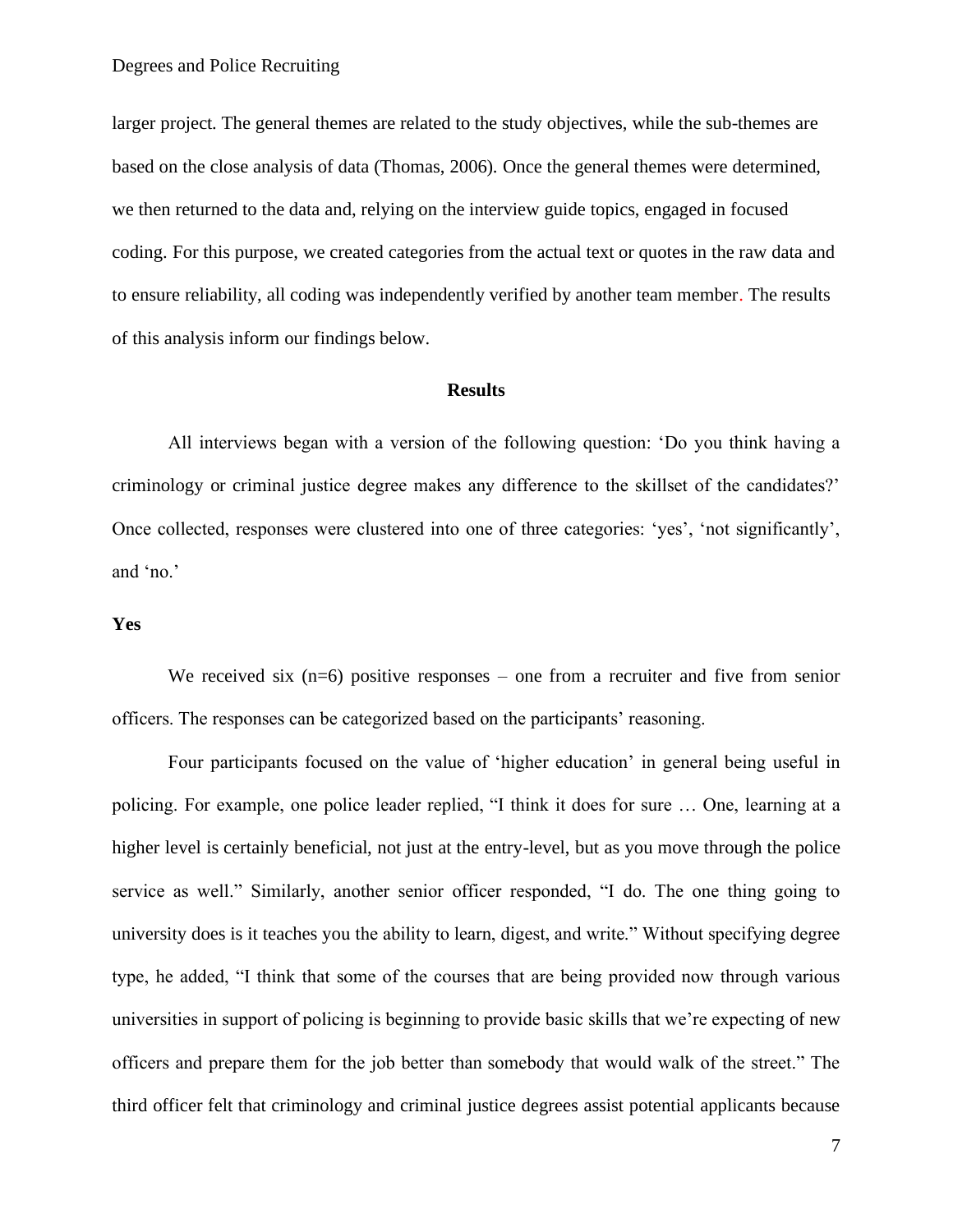larger project. The general themes are related to the study objectives, while the sub-themes are based on the close analysis of data (Thomas, 2006). Once the general themes were determined, we then returned to the data and, relying on the interview guide topics, engaged in focused coding. For this purpose, we created categories from the actual text or quotes in the raw data and to ensure reliability, all coding was independently verified by another team member. The results of this analysis inform our findings below.

## Results

All interviews began with a version of the following question: 'Do you think having a criminology or criminal justice degree makes any difference to the skillset of the candidates?' Once collected, responses were clustered into one of three categories: 'yes', 'not significantly', and 'no.'

### Yes

We received six (n=6) positive responses – one from a recruiter and five from senior officers. The responses can be categorized based on the participants' reasoning.

Four participants focused on the value of 'higher education' in general being useful in policing. For example, one police leader replied, "I think it does for sure … One, learning at a higher level is certainly beneficial, not just at the entry-level, but as you move through the police service as well." Similarly, another senior officer responded, "I do. The one thing going to university does is it teaches you the ability to learn, digest, and write." Without specifying degree type, he added, "I think that some of the courses that are being provided now through various universities in support of policing is beginning to provide basic skills that we're expecting of new officers and prepare them for the job better than somebody that would walk of the street." The third officer felt that criminology and criminal justice degrees assist potential applicants because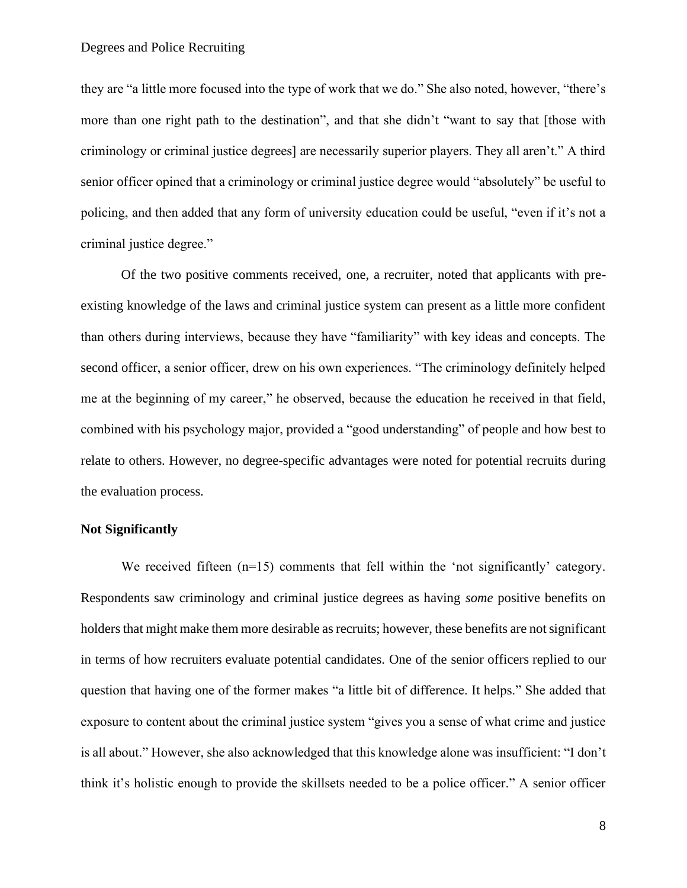they are "a little more focused into the type of work that we do." She also noted, however, "there's more than one right path to the destination", and that she didn't "want to say that [those with criminology or criminal justice degrees] are necessarily superior players. They all aren't." A third senior officer opined that a criminology or criminal justice degree would "absolutely" be useful to policing, and then added that any form of university education could be useful, "even if it's not a criminal justice degree."

Of the two positive comments received, one, a recruiter, noted that applicants with pre-existing knowledge of the laws and criminal justice system can present as a little more confident than others during interviews, because they have "familiarity" with key ideas and concepts. The second officer, a senior officer, drew on his own experiences. "The criminology definitely helped me at the beginning of my career," he observed, because the education he received in that field, combined with his psychology major, provided a "good understanding" of people and how best to relate to others. However, no degree-specific advantages were noted for potential recruits during the evaluation process.

**Not Significantly**

We received fifteen (n=15) comments that fell within the 'not significantly' category. Respondents saw criminology and criminal justice degrees as having *some* positive benefits on holders that might make them more desirable as recruits; however, these benefits are not significant in terms of how recruiters evaluate potential candidates. One of the senior officers replied to our question that having one of the former makes "a little bit of difference. It helps." She added that exposure to content about the criminal justice system "gives you a sense of what crime and justice is all about." However, she also acknowledged that this knowledge alone was insufficient: "I don't think it's holistic enough to provide the skillsets needed to be a police officer." A senior officer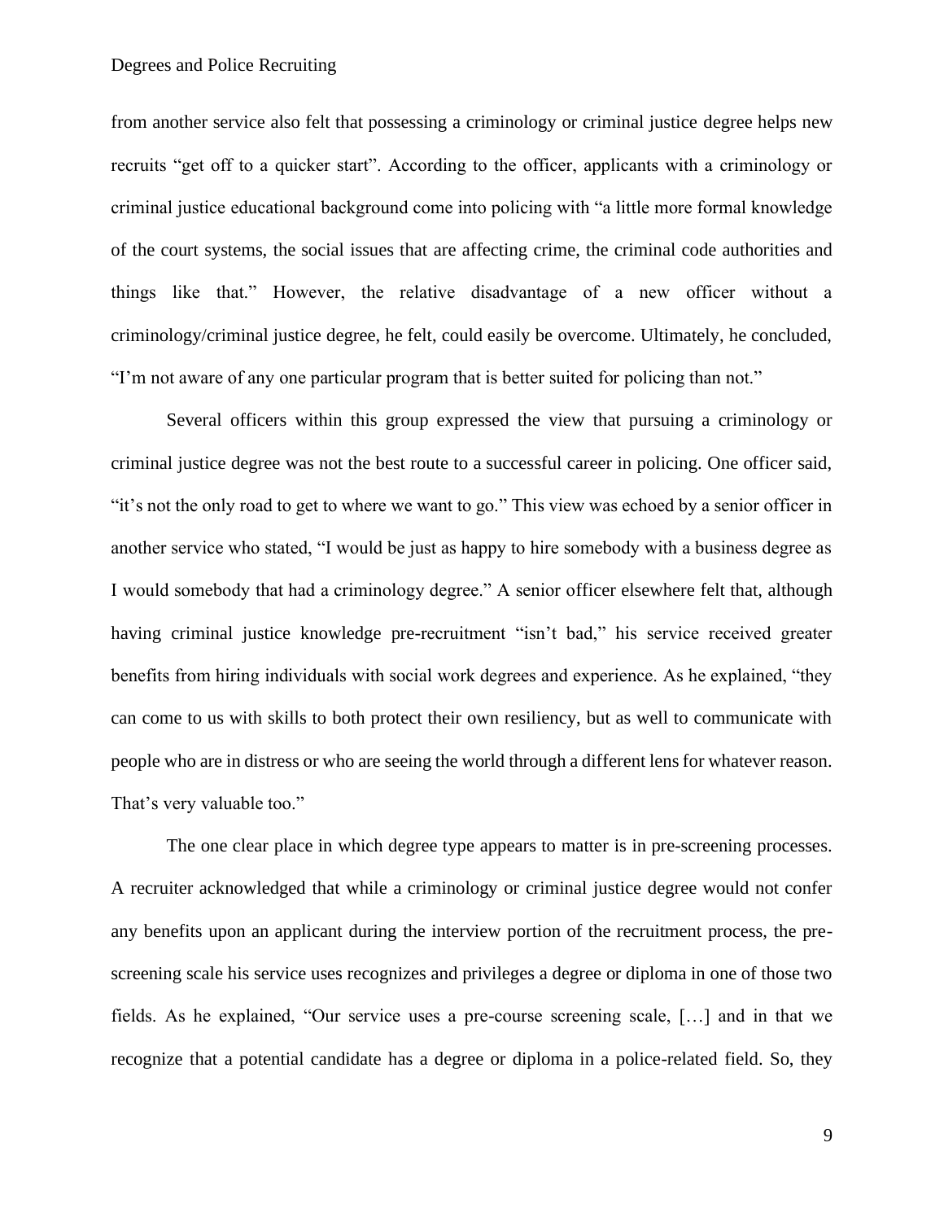from another service also felt that possessing a criminology or criminal justice degree helps new recruits "get off to a quicker start". According to the officer, applicants with a criminology or criminal justice educational background come into policing with "a little more formal knowledge of the court systems, the social issues that are affecting crime, the criminal code authorities and things like that." However, the relative disadvantage of a new officer without a criminology/criminal justice degree, he felt, could easily be overcome. Ultimately, he concluded, "I'm not aware of any one particular program that is better suited for policing than not."

Several officers within this group expressed the view that pursuing a criminology or criminal justice degree was not the best route to a successful career in policing. One officer said, "it's not the only road to get to where we want to go." This view was echoed by a senior officer in another service who stated, "I would be just as happy to hire somebody with a business degree as I would somebody that had a criminology degree." A senior officer elsewhere felt that, although having criminal justice knowledge pre-recruitment "isn't bad," his service received greater benefits from hiring individuals with social work degrees and experience. As he explained, "they can come to us with skills to both protect their own resiliency, but as well to communicate with people who are in distress or who are seeing the world through a different lens for whatever reason. That's very valuable too."

The one clear place in which degree type appears to matter is in pre-screening processes. A recruiter acknowledged that while a criminology or criminal justice degree would not confer any benefits upon an applicant during the interview portion of the recruitment process, the pre-screening scale his service uses recognizes and privileges a degree or diploma in one of those two fields. As he explained, "Our service uses a pre-course screening scale, […] and in that we recognize that a potential candidate has a degree or diploma in a police-related field. So, they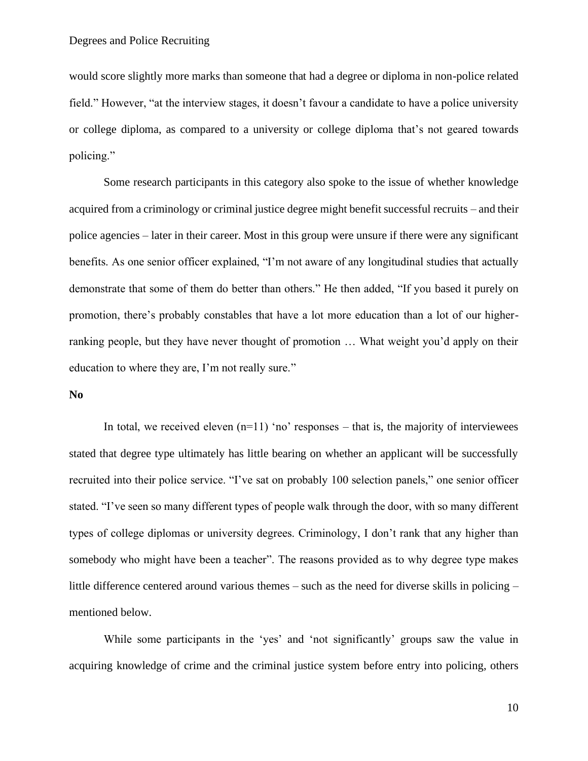would score slightly more marks than someone that had a degree or diploma in non-police related field." However, "at the interview stages, it doesn't favour a candidate to have a police university or college diploma, as compared to a university or college diploma that's not geared towards policing."

Some research participants in this category also spoke to the issue of whether knowledge acquired from a criminology or criminal justice degree might benefit successful recruits – and their police agencies – later in their career. Most in this group were unsure if there were any significant benefits. As one senior officer explained, "I'm not aware of any longitudinal studies that actually demonstrate that some of them do better than others." He then added, "If you based it purely on promotion, there's probably constables that have a lot more education than a lot of our higher-ranking people, but they have never thought of promotion … What weight you'd apply on their education to where they are, I'm not really sure."

**No**

In total, we received eleven (n=11) 'no' responses – that is, the majority of interviewees stated that degree type ultimately has little bearing on whether an applicant will be successfully recruited into their police service. "I've sat on probably 100 selection panels," one senior officer stated. "I've seen so many different types of people walk through the door, with so many different types of college diplomas or university degrees. Criminology, I don't rank that any higher than somebody who might have been a teacher". The reasons provided as to why degree type makes little difference centered around various themes – such as the need for diverse skills in policing – mentioned below.

While some participants in the 'yes' and 'not significantly' groups saw the value in acquiring knowledge of crime and the criminal justice system before entry into policing, others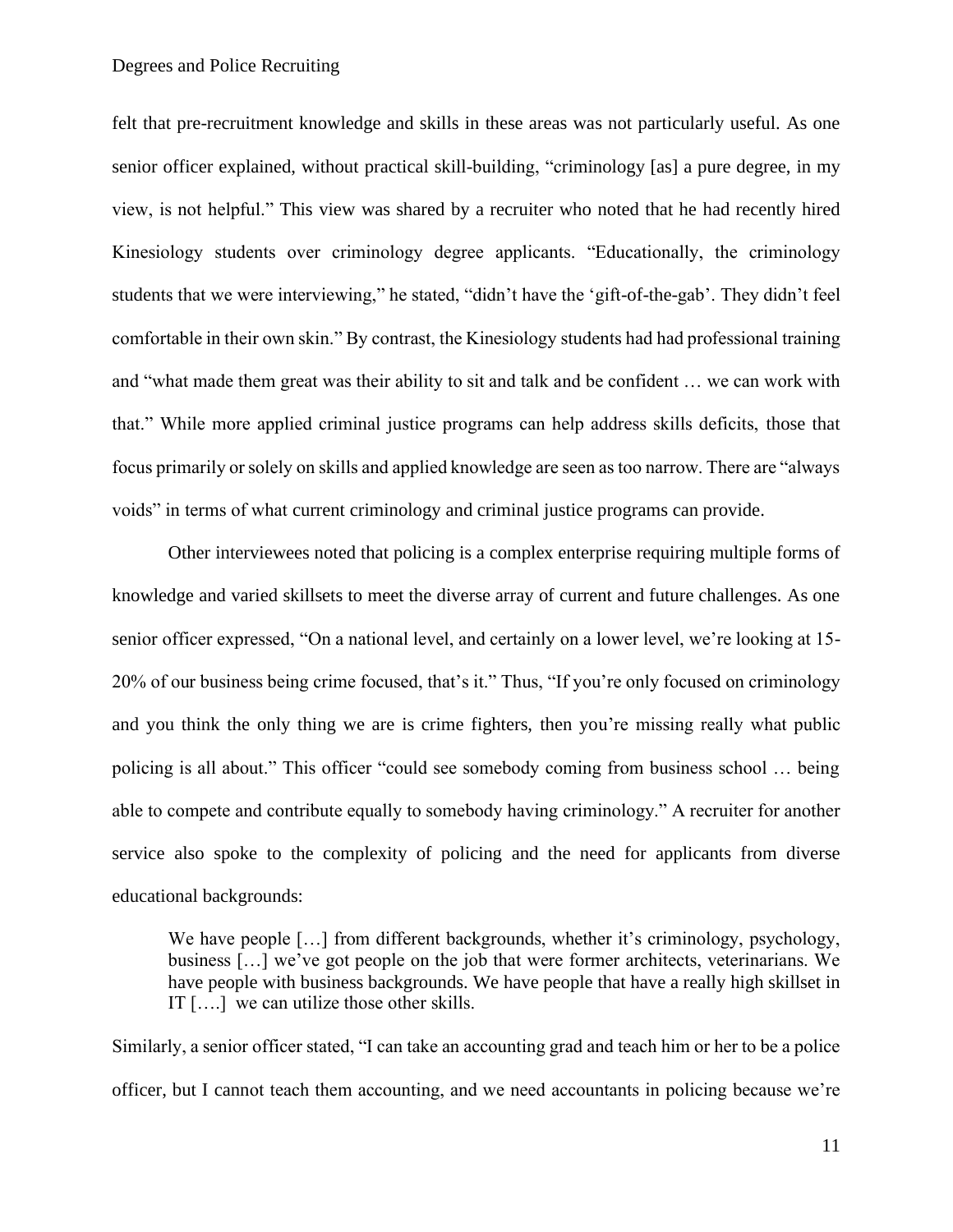felt that pre-recruitment knowledge and skills in these areas was not particularly useful. As one senior officer explained, without practical skill-building, "criminology [as] a pure degree, in my view, is not helpful." This view was shared by a recruiter who noted that he had recently hired Kinesiology students over criminology degree applicants. "Educationally, the criminology students that we were interviewing," he stated, "didn't have the 'gift-of-the-gab'. They didn't feel comfortable in their own skin." By contrast, the Kinesiology students had had professional training and "what made them great was their ability to sit and talk and be confident … we can work with that." While more applied criminal justice programs can help address skills deficits, those that focus primarily or solely on skills and applied knowledge are seen as too narrow. There are "always voids" in terms of what current criminology and criminal justice programs can provide.

Other interviewees noted that policing is a complex enterprise requiring multiple forms of knowledge and varied skillsets to meet the diverse array of current and future challenges. As one senior officer expressed, "On a national level, and certainly on a lower level, we're looking at 15-20% of our business being crime focused, that's it." Thus, "If you're only focused on criminology and you think the only thing we are is crime fighters, then you're missing really what public policing is all about." This officer "could see somebody coming from business school … being able to compete and contribute equally to somebody having criminology." A recruiter for another service also spoke to the complexity of policing and the need for applicants from diverse educational backgrounds:

> We have people […] from different backgrounds, whether it's criminology, psychology, business […] we've got people on the job that were former architects, veterinarians. We have people with business backgrounds. We have people that have a really high skillset in IT [….] we can utilize those other skills.

Similarly, a senior officer stated, "I can take an accounting grad and teach him or her to be a police officer, but I cannot teach them accounting, and we need accountants in policing because we're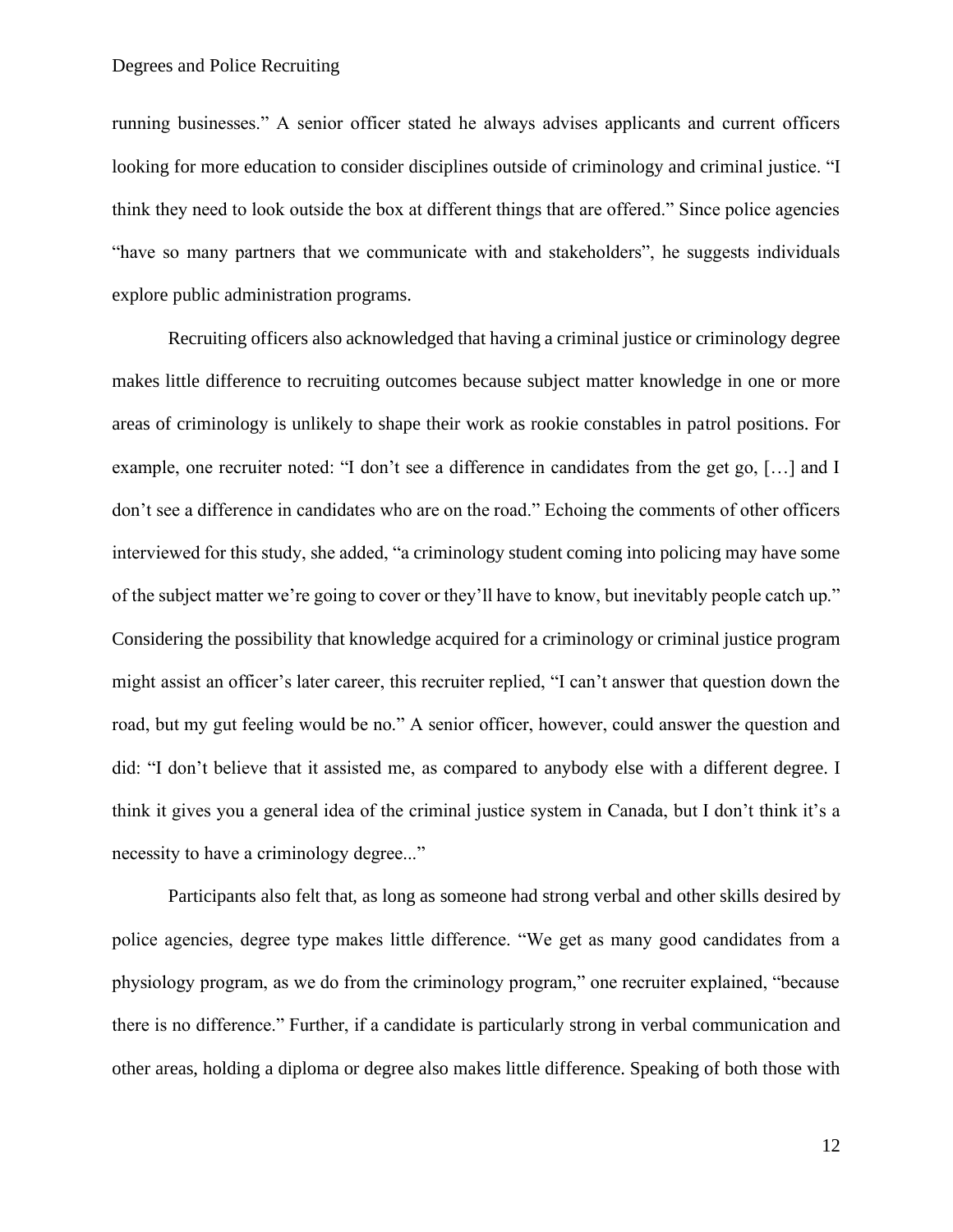running businesses." A senior officer stated he always advises applicants and current officers looking for more education to consider disciplines outside of criminology and criminal justice. "I think they need to look outside the box at different things that are offered." Since police agencies "have so many partners that we communicate with and stakeholders", he suggests individuals explore public administration programs.

Recruiting officers also acknowledged that having a criminal justice or criminology degree makes little difference to recruiting outcomes because subject matter knowledge in one or more areas of criminology is unlikely to shape their work as rookie constables in patrol positions. For example, one recruiter noted: "I don't see a difference in candidates from the get go, […] and I don't see a difference in candidates who are on the road." Echoing the comments of other officers interviewed for this study, she added, "a criminology student coming into policing may have some of the subject matter we're going to cover or they'll have to know, but inevitably people catch up." Considering the possibility that knowledge acquired for a criminology or criminal justice program might assist an officer's later career, this recruiter replied, "I can't answer that question down the road, but my gut feeling would be no." A senior officer, however, could answer the question and did: "I don't believe that it assisted me, as compared to anybody else with a different degree. I think it gives you a general idea of the criminal justice system in Canada, but I don't think it's a necessity to have a criminology degree..."

Participants also felt that, as long as someone had strong verbal and other skills desired by police agencies, degree type makes little difference. "We get as many good candidates from a physiology program, as we do from the criminology program," one recruiter explained, "because there is no difference." Further, if a candidate is particularly strong in verbal communication and other areas, holding a diploma or degree also makes little difference. Speaking of both those with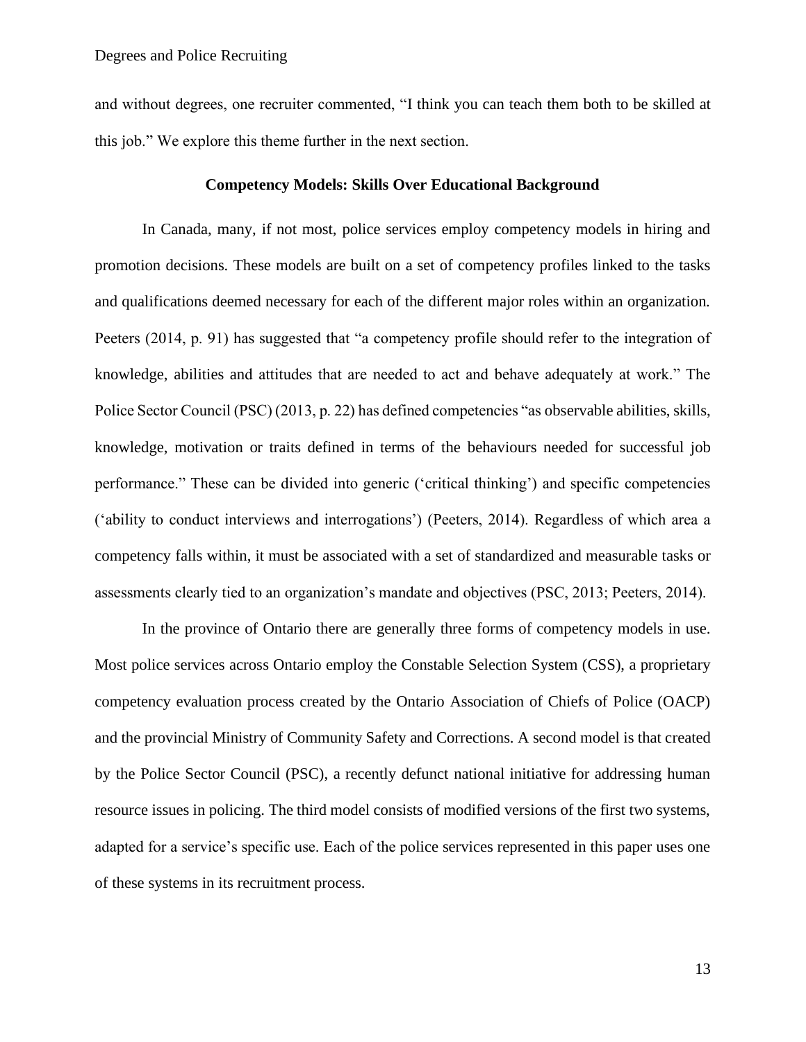and without degrees, one recruiter commented, "I think you can teach them both to be skilled at this job." We explore this theme further in the next section.

## Competency Models: Skills Over Educational Background

In Canada, many, if not most, police services employ competency models in hiring and promotion decisions. These models are built on a set of competency profiles linked to the tasks and qualifications deemed necessary for each of the different major roles within an organization. Peeters (2014, p. 91) has suggested that "a competency profile should refer to the integration of knowledge, abilities and attitudes that are needed to act and behave adequately at work." The Police Sector Council (PSC) (2013, p. 22) has defined competencies "as observable abilities, skills, knowledge, motivation or traits defined in terms of the behaviours needed for successful job performance." These can be divided into generic ('critical thinking') and specific competencies ('ability to conduct interviews and interrogations') (Peeters, 2014). Regardless of which area a competency falls within, it must be associated with a set of standardized and measurable tasks or assessments clearly tied to an organization's mandate and objectives (PSC, 2013; Peeters, 2014).

In the province of Ontario there are generally three forms of competency models in use. Most police services across Ontario employ the Constable Selection System (CSS), a proprietary competency evaluation process created by the Ontario Association of Chiefs of Police (OACP) and the provincial Ministry of Community Safety and Corrections. A second model is that created by the Police Sector Council (PSC), a recently defunct national initiative for addressing human resource issues in policing. The third model consists of modified versions of the first two systems, adapted for a service's specific use. Each of the police services represented in this paper uses one of these systems in its recruitment process.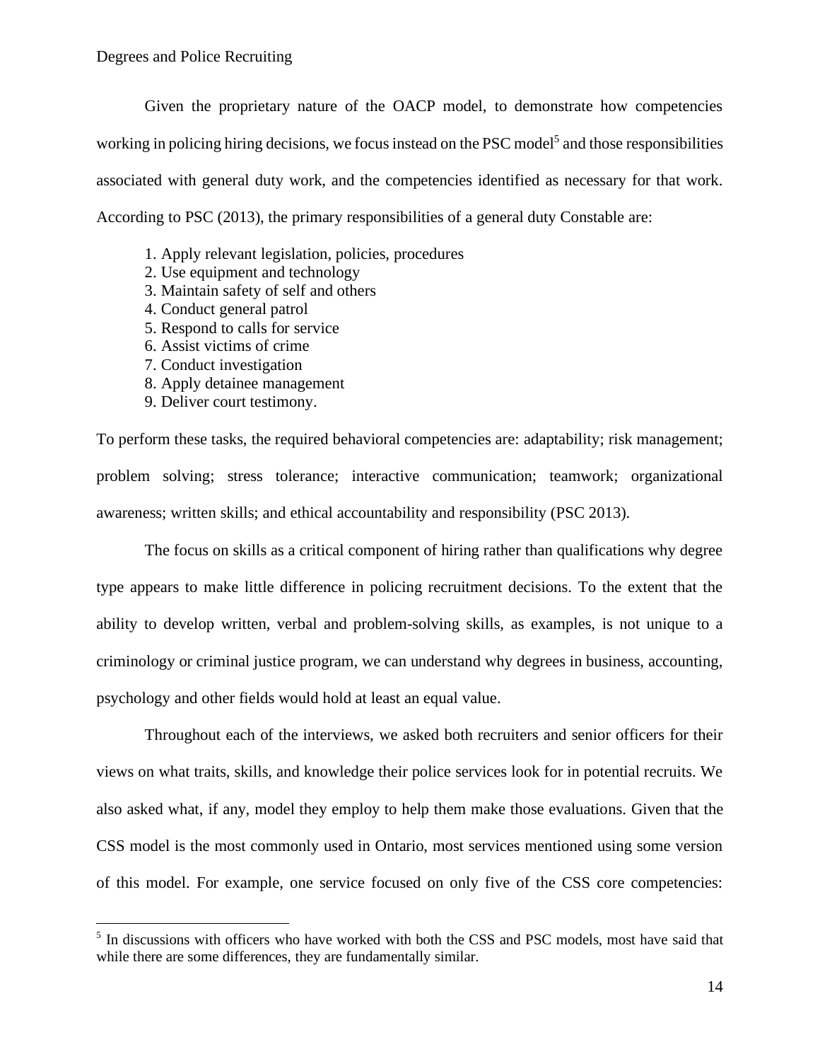Given the proprietary nature of the OACP model, to demonstrate how competencies working in policing hiring decisions, we focus instead on the PSC model[5] and those responsibilities associated with general duty work, and the competencies identified as necessary for that work. According to PSC (2013), the primary responsibilities of a general duty Constable are:

1. Apply relevant legislation, policies, procedures
2. Use equipment and technology
3. Maintain safety of self and others
4. Conduct general patrol
5. Respond to calls for service
6. Assist victims of crime
7. Conduct investigation
8. Apply detainee management
9. Deliver court testimony.

To perform these tasks, the required behavioral competencies are: adaptability; risk management; problem solving; stress tolerance; interactive communication; teamwork; organizational awareness; written skills; and ethical accountability and responsibility (PSC 2013).

The focus on skills as a critical component of hiring rather than qualifications why degree type appears to make little difference in policing recruitment decisions. To the extent that the ability to develop written, verbal and problem-solving skills, as examples, is not unique to a criminology or criminal justice program, we can understand why degrees in business, accounting, psychology and other fields would hold at least an equal value.

Throughout each of the interviews, we asked both recruiters and senior officers for their views on what traits, skills, and knowledge their police services look for in potential recruits. We also asked what, if any, model they employ to help them make those evaluations. Given that the CSS model is the most commonly used in Ontario, most services mentioned using some version of this model. For example, one service focused on only five of the CSS core competencies:

[5] In discussions with officers who have worked with both the CSS and PSC models, most have said that while there are some differences, they are fundamentally similar.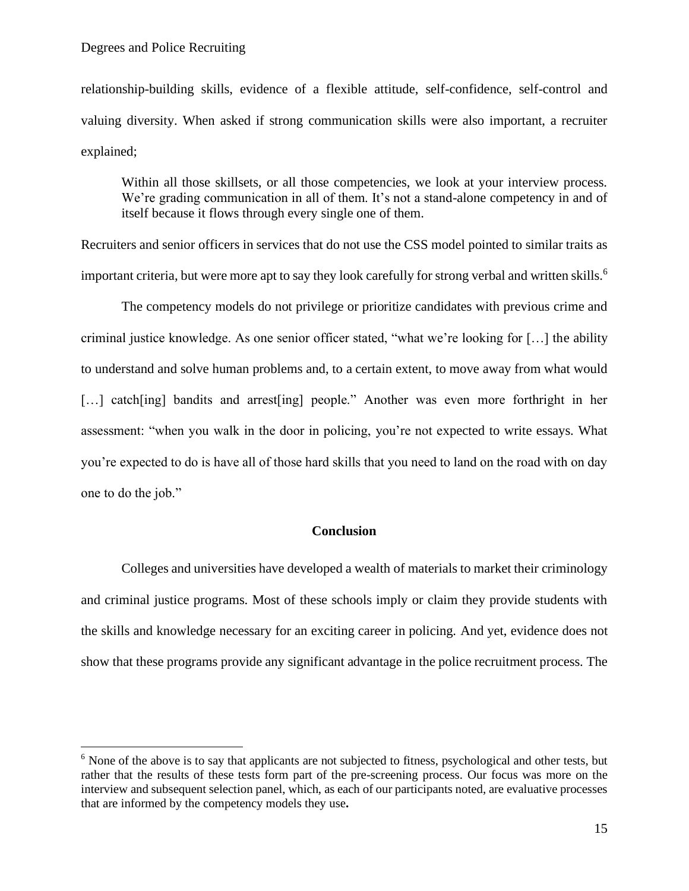relationship-building skills, evidence of a flexible attitude, self-confidence, self-control and valuing diversity. When asked if strong communication skills were also important, a recruiter explained;

> Within all those skillsets, or all those competencies, we look at your interview process. We're grading communication in all of them. It's not a stand-alone competency in and of itself because it flows through every single one of them.

Recruiters and senior officers in services that do not use the CSS model pointed to similar traits as important criteria, but were more apt to say they look carefully for strong verbal and written skills.[6]

The competency models do not privilege or prioritize candidates with previous crime and criminal justice knowledge. As one senior officer stated, "what we're looking for […] the ability to understand and solve human problems and, to a certain extent, to move away from what would […] catch[ing] bandits and arrest[ing] people." Another was even more forthright in her assessment: "when you walk in the door in policing, you're not expected to write essays. What you're expected to do is have all of those hard skills that you need to land on the road with on day one to do the job."

## Conclusion

Colleges and universities have developed a wealth of materials to market their criminology and criminal justice programs. Most of these schools imply or claim they provide students with the skills and knowledge necessary for an exciting career in policing. And yet, evidence does not show that these programs provide any significant advantage in the police recruitment process. The

---

[6] None of the above is to say that applicants are not subjected to fitness, psychological and other tests, but rather that the results of these tests form part of the pre-screening process. Our focus was more on the interview and subsequent selection panel, which, as each of our participants noted, are evaluative processes that are informed by the competency models they use**.**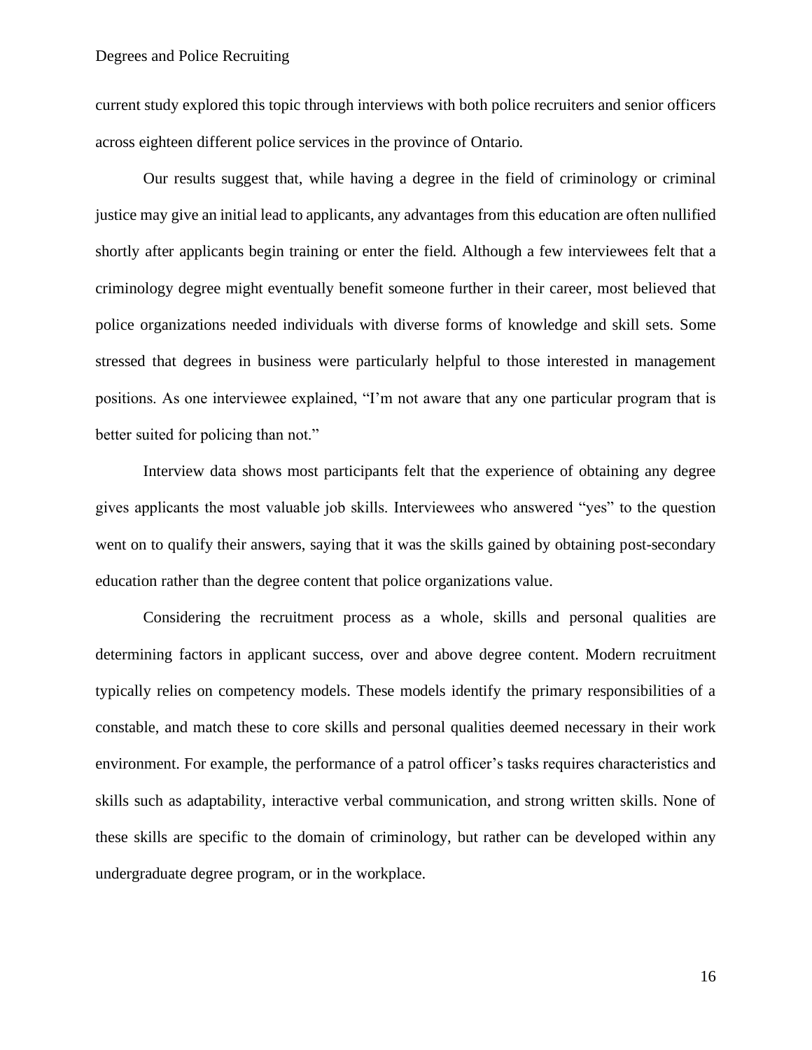current study explored this topic through interviews with both police recruiters and senior officers across eighteen different police services in the province of Ontario.

Our results suggest that, while having a degree in the field of criminology or criminal justice may give an initial lead to applicants, any advantages from this education are often nullified shortly after applicants begin training or enter the field. Although a few interviewees felt that a criminology degree might eventually benefit someone further in their career, most believed that police organizations needed individuals with diverse forms of knowledge and skill sets. Some stressed that degrees in business were particularly helpful to those interested in management positions. As one interviewee explained, "I'm not aware that any one particular program that is better suited for policing than not."

Interview data shows most participants felt that the experience of obtaining any degree gives applicants the most valuable job skills. Interviewees who answered "yes" to the question went on to qualify their answers, saying that it was the skills gained by obtaining post-secondary education rather than the degree content that police organizations value.

Considering the recruitment process as a whole, skills and personal qualities are determining factors in applicant success, over and above degree content. Modern recruitment typically relies on competency models. These models identify the primary responsibilities of a constable, and match these to core skills and personal qualities deemed necessary in their work environment. For example, the performance of a patrol officer's tasks requires characteristics and skills such as adaptability, interactive verbal communication, and strong written skills. None of these skills are specific to the domain of criminology, but rather can be developed within any undergraduate degree program, or in the workplace.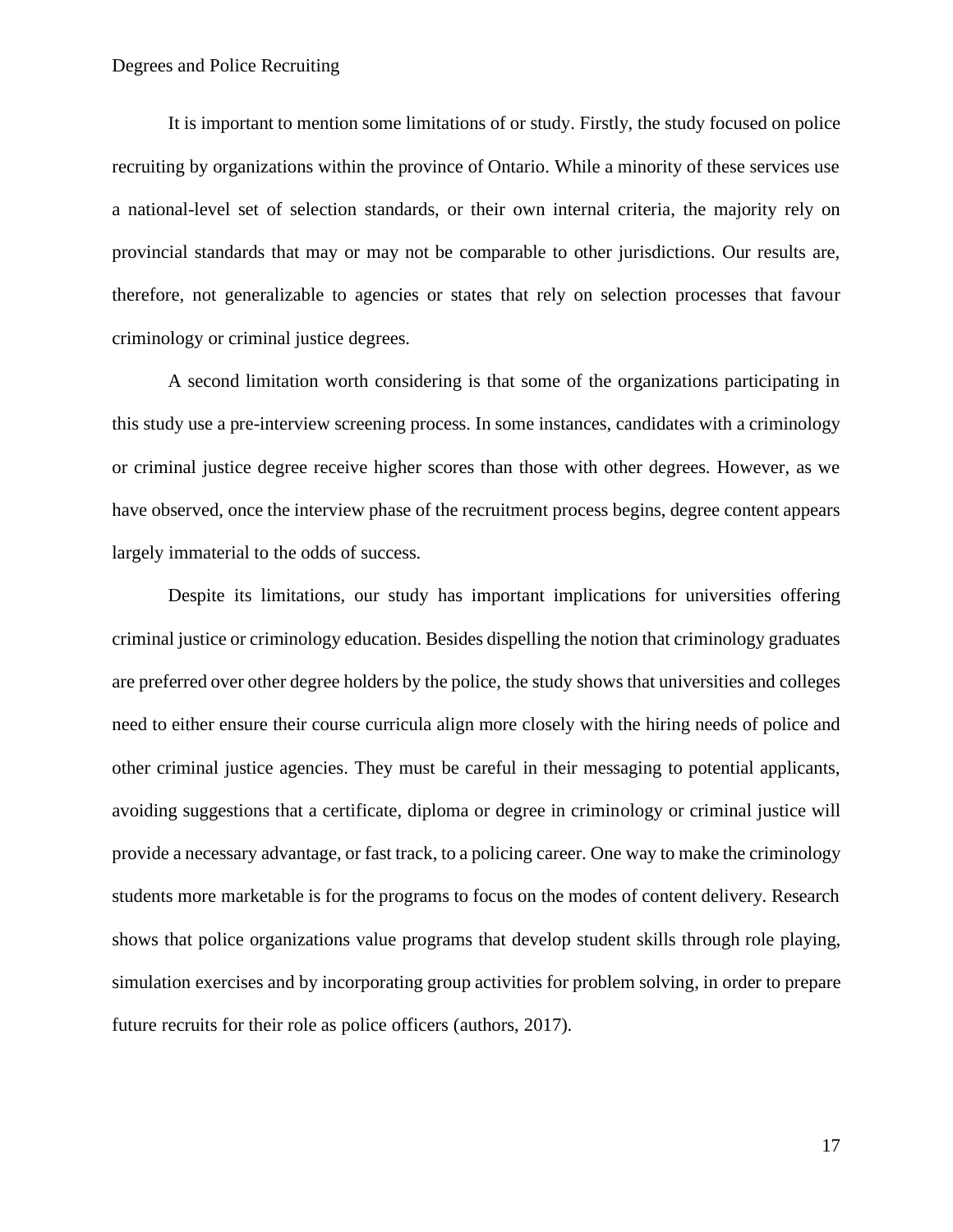It is important to mention some limitations of or study. Firstly, the study focused on police recruiting by organizations within the province of Ontario. While a minority of these services use a national-level set of selection standards, or their own internal criteria, the majority rely on provincial standards that may or may not be comparable to other jurisdictions. Our results are, therefore, not generalizable to agencies or states that rely on selection processes that favour criminology or criminal justice degrees.

A second limitation worth considering is that some of the organizations participating in this study use a pre-interview screening process. In some instances, candidates with a criminology or criminal justice degree receive higher scores than those with other degrees. However, as we have observed, once the interview phase of the recruitment process begins, degree content appears largely immaterial to the odds of success.

Despite its limitations, our study has important implications for universities offering criminal justice or criminology education. Besides dispelling the notion that criminology graduates are preferred over other degree holders by the police, the study shows that universities and colleges need to either ensure their course curricula align more closely with the hiring needs of police and other criminal justice agencies. They must be careful in their messaging to potential applicants, avoiding suggestions that a certificate, diploma or degree in criminology or criminal justice will provide a necessary advantage, or fast track, to a policing career. One way to make the criminology students more marketable is for the programs to focus on the modes of content delivery. Research shows that police organizations value programs that develop student skills through role playing, simulation exercises and by incorporating group activities for problem solving, in order to prepare future recruits for their role as police officers (authors, 2017).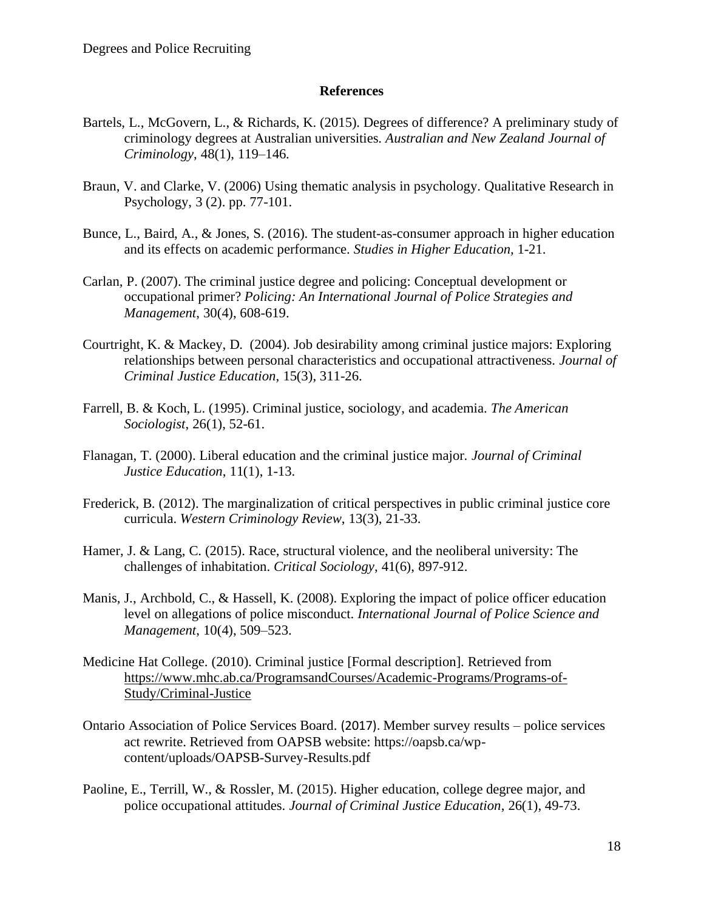**References**

Bartels, L., McGovern, L., & Richards, K. (2015). Degrees of difference? A preliminary study of criminology degrees at Australian universities. *Australian and New Zealand Journal of Criminology*, 48(1), 119–146.

Braun, V. and Clarke, V. (2006) Using thematic analysis in psychology. Qualitative Research in Psychology, 3 (2). pp. 77-101.

Bunce, L., Baird, A., & Jones, S. (2016). The student-as-consumer approach in higher education and its effects on academic performance. *Studies in Higher Education*, 1-21.

Carlan, P. (2007). The criminal justice degree and policing: Conceptual development or occupational primer? *Policing: An International Journal of Police Strategies and Management*, 30(4), 608-619.

Courtright, K. & Mackey, D. (2004). Job desirability among criminal justice majors: Exploring relationships between personal characteristics and occupational attractiveness. *Journal of Criminal Justice Education*, 15(3), 311-26.

Farrell, B. & Koch, L. (1995). Criminal justice, sociology, and academia. *The American Sociologist*, 26(1), 52-61.

Flanagan, T. (2000). Liberal education and the criminal justice major. *Journal of Criminal Justice Education*, 11(1), 1-13.

Frederick, B. (2012). The marginalization of critical perspectives in public criminal justice core curricula. *Western Criminology Review*, 13(3), 21-33.

Hamer, J. & Lang, C. (2015). Race, structural violence, and the neoliberal university: The challenges of inhabitation. *Critical Sociology*, 41(6), 897-912.

Manis, J., Archbold, C., & Hassell, K. (2008). Exploring the impact of police officer education level on allegations of police misconduct. *International Journal of Police Science and Management*, 10(4), 509–523.

Medicine Hat College. (2010). Criminal justice [Formal description]. Retrieved from https://www.mhc.ab.ca/ProgramsandCourses/Academic-Programs/Programs-of-Study/Criminal-Justice

Ontario Association of Police Services Board. (2017). Member survey results – police services act rewrite. Retrieved from OAPSB website: https://oapsb.ca/wp-content/uploads/OAPSB-Survey-Results.pdf

Paoline, E., Terrill, W., & Rossler, M. (2015). Higher education, college degree major, and police occupational attitudes. *Journal of Criminal Justice Education*, 26(1), 49-73.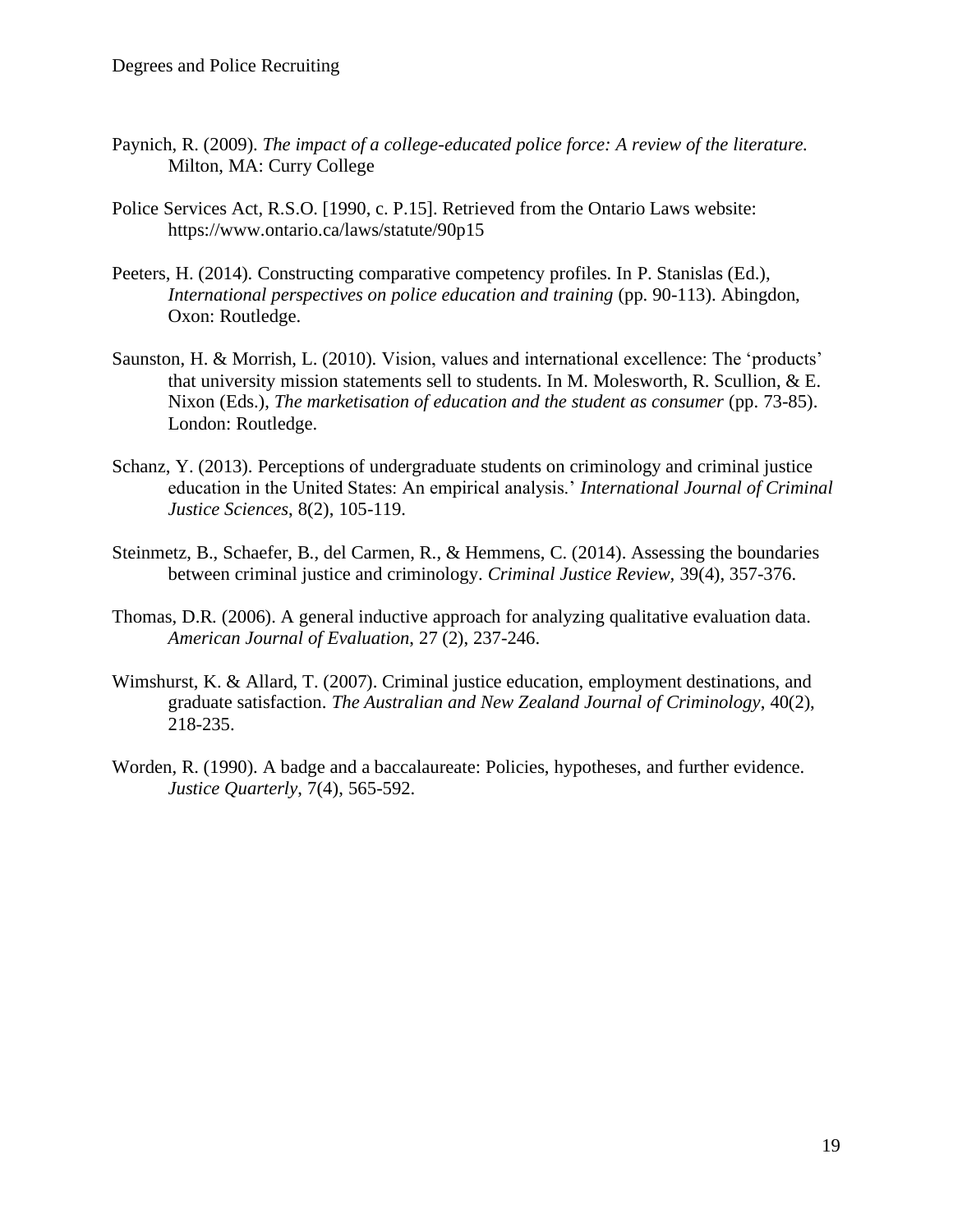Paynich, R. (2009). *The impact of a college-educated police force: A review of the literature.* Milton, MA: Curry College

Police Services Act, R.S.O. [1990, c. P.15]. Retrieved from the Ontario Laws website: https://www.ontario.ca/laws/statute/90p15

Peeters, H. (2014). Constructing comparative competency profiles. In P. Stanislas (Ed.), *International perspectives on police education and training* (pp. 90-113). Abingdon, Oxon: Routledge.

Saunston, H. & Morrish, L. (2010). Vision, values and international excellence: The 'products' that university mission statements sell to students. In M. Molesworth, R. Scullion, & E. Nixon (Eds.), *The marketisation of education and the student as consumer* (pp. 73-85). London: Routledge.

Schanz, Y. (2013). Perceptions of undergraduate students on criminology and criminal justice education in the United States: An empirical analysis.' *International Journal of Criminal Justice Sciences*, 8(2), 105-119.

Steinmetz, B., Schaefer, B., del Carmen, R., & Hemmens, C. (2014). Assessing the boundaries between criminal justice and criminology. *Criminal Justice Review,* 39(4), 357-376.

Thomas, D.R. (2006). A general inductive approach for analyzing qualitative evaluation data. *American Journal of Evaluation*, 27 (2), 237-246.

Wimshurst, K. & Allard, T. (2007). Criminal justice education, employment destinations, and graduate satisfaction. *The Australian and New Zealand Journal of Criminology*, 40(2), 218-235.

Worden, R. (1990). A badge and a baccalaureate: Policies, hypotheses, and further evidence. *Justice Quarterly*, 7(4), 565-592.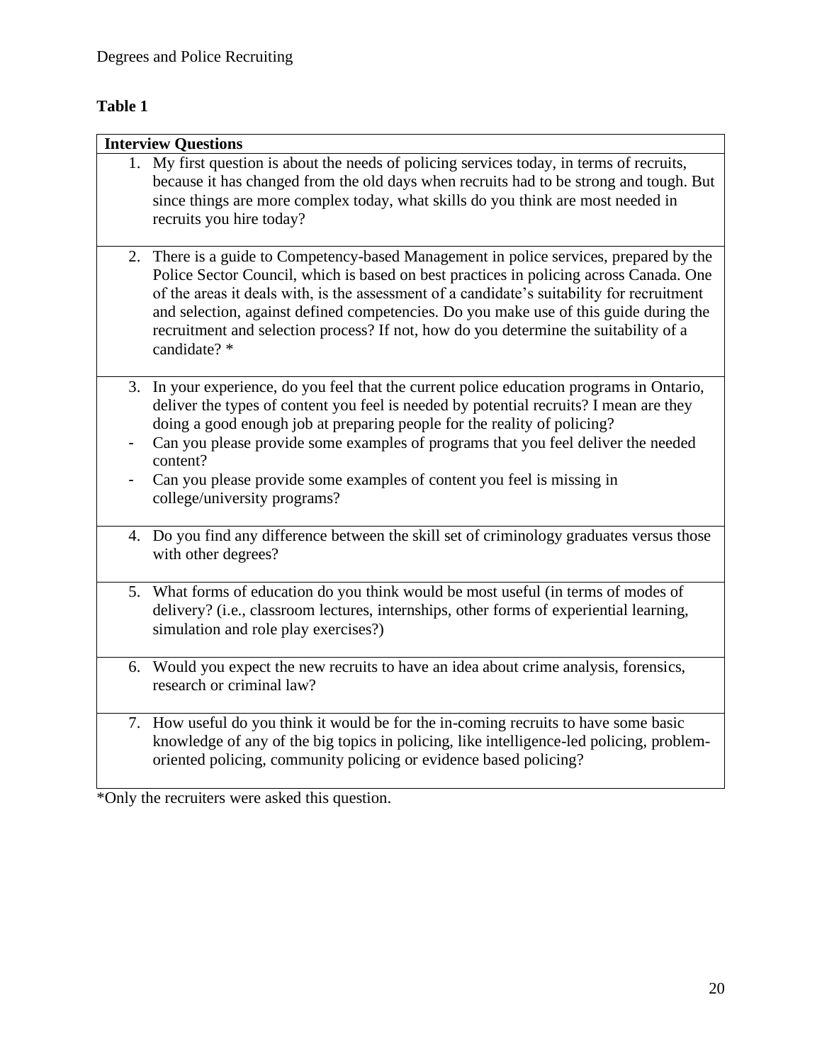**Table 1**

| Interview Questions |
|---|
| 1. My first question is about the needs of policing services today, in terms of recruits, because it has changed from the old days when recruits had to be strong and tough. But since things are more complex today, what skills do you think are most needed in recruits you hire today? |
| 2. There is a guide to Competency-based Management in police services, prepared by the Police Sector Council, which is based on best practices in policing across Canada. One of the areas it deals with, is the assessment of a candidate's suitability for recruitment and selection, against defined competencies. Do you make use of this guide during the recruitment and selection process? If not, how do you determine the suitability of a candidate? * |
| 3. In your experience, do you feel that the current police education programs in Ontario, deliver the types of content you feel is needed by potential recruits? I mean are they doing a good enough job at preparing people for the reality of policing? <br>- Can you please provide some examples of programs that you feel deliver the needed content? <br>- Can you please provide some examples of content you feel is missing in college/university programs? |
| 4. Do you find any difference between the skill set of criminology graduates versus those with other degrees? |
| 5. What forms of education do you think would be most useful (in terms of modes of delivery? (i.e., classroom lectures, internships, other forms of experiential learning, simulation and role play exercises?) |
| 6. Would you expect the new recruits to have an idea about crime analysis, forensics, research or criminal law? |
| 7. How useful do you think it would be for the in-coming recruits to have some basic knowledge of any of the big topics in policing, like intelligence-led policing, problem-oriented policing, community policing or evidence based policing? |

*Only the recruiters were asked this question.